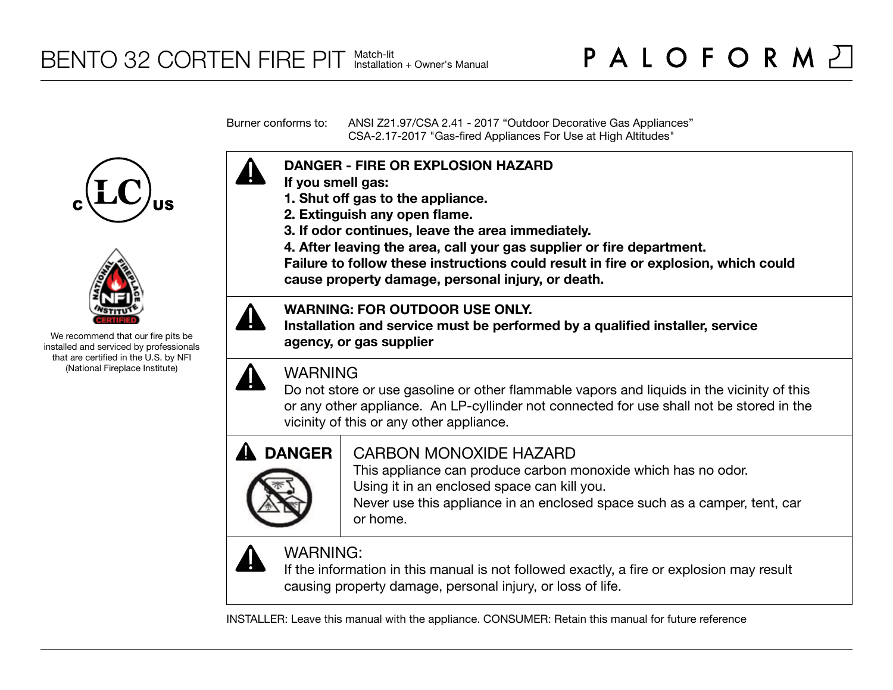# BENTO 32 CORTEN FIRE PIT

Match-lit
Installation + Owner's Manual

PALOFORM

We recommend that our fire pits be installed and serviced by professionals that are certified in the U.S. by NFI (National Fireplace Institute)

Burner conforms to: ANSI Z21.97/CSA 2.41 - 2017 "Outdoor Decorative Gas Appliances"
CSA-2.17-2017 "Gas-fired Appliances For Use at High Altitudes"

**DANGER - FIRE OR EXPLOSION HAZARD**
**If you smell gas:**
**1. Shut off gas to the appliance.**
**2. Extinguish any open flame.**
**3. If odor continues, leave the area immediately.**
**4. After leaving the area, call your gas supplier or fire department.**
**Failure to follow these instructions could result in fire or explosion, which could cause property damage, personal injury, or death.**

**WARNING: FOR OUTDOOR USE ONLY.**
**Installation and service must be performed by a qualified installer, service agency, or gas supplier**

WARNING
Do not store or use gasoline or other flammable vapors and liquids in the vicinity of this or any other appliance. An LP-cyllinder not connected for use shall not be stored in the vicinity of this or any other appliance.

**DANGER**

CARBON MONOXIDE HAZARD
This appliance can produce carbon monoxide which has no odor.
Using it in an enclosed space can kill you.
Never use this appliance in an enclosed space such as a camper, tent, car or home.

WARNING:
If the information in this manual is not followed exactly, a fire or explosion may result causing property damage, personal injury, or loss of life.

INSTALLER: Leave this manual with the appliance. CONSUMER: Retain this manual for future reference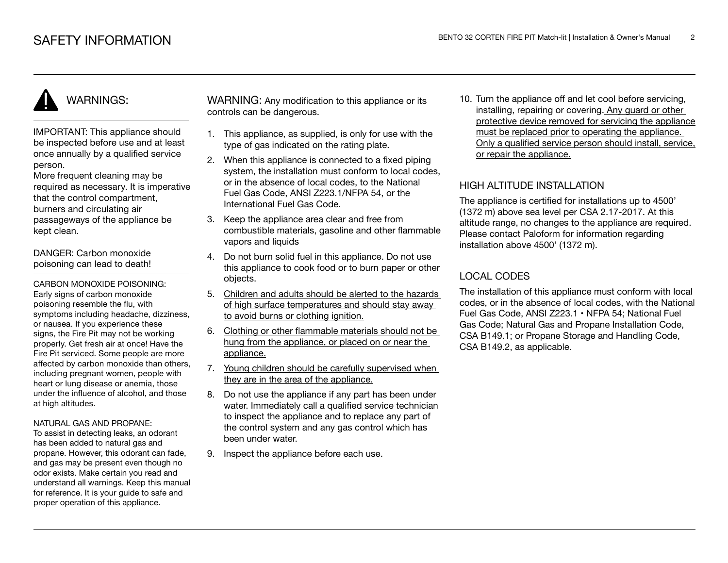# SAFETY INFORMATION

## WARNINGS:

IMPORTANT: This appliance should be inspected before use and at least once annually by a qualified service person.
More frequent cleaning may be required as necessary. It is imperative that the control compartment, burners and circulating air passageways of the appliance be kept clean.

DANGER: Carbon monoxide poisoning can lead to death!

CARBON MONOXIDE POISONING:
Early signs of carbon monoxide poisoning resemble the flu, with symptoms including headache, dizziness, or nausea. If you experience these signs, the Fire Pit may not be working properly. Get fresh air at once! Have the Fire Pit serviced. Some people are more affected by carbon monoxide than others, including pregnant women, people with heart or lung disease or anemia, those under the influence of alcohol, and those at high altitudes.

NATURAL GAS AND PROPANE:
To assist in detecting leaks, an odorant has been added to natural gas and propane. However, this odorant can fade, and gas may be present even though no odor exists. Make certain you read and understand all warnings. Keep this manual for reference. It is your guide to safe and proper operation of this appliance.

WARNING: Any modification to this appliance or its controls can be dangerous.

1. This appliance, as supplied, is only for use with the type of gas indicated on the rating plate.
2. When this appliance is connected to a fixed piping system, the installation must conform to local codes, or in the absence of local codes, to the National Fuel Gas Code, ANSI Z223.1/NFPA 54, or the International Fuel Gas Code.
3. Keep the appliance area clear and free from combustible materials, gasoline and other flammable vapors and liquids
4. Do not burn solid fuel in this appliance. Do not use this appliance to cook food or to burn paper or other objects.
5. <u>Children and adults should be alerted to the hazards of high surface temperatures and should stay away to avoid burns or clothing ignition.</u>
6. <u>Clothing or other flammable materials should not be hung from the appliance, or placed on or near the appliance.</u>
7. <u>Young children should be carefully supervised when they are in the area of the appliance.</u>
8. Do not use the appliance if any part has been under water. Immediately call a qualified service technician to inspect the appliance and to replace any part of the control system and any gas control which has been under water.
9. Inspect the appliance before each use.
10. Turn the appliance off and let cool before servicing, installing, repairing or covering. <u>Any guard or other protective device removed for servicing the appliance must be replaced prior to operating the appliance. Only a qualified service person should install, service, or repair the appliance.</u>

## HIGH ALTITUDE INSTALLATION

The appliance is certified for installations up to 4500' (1372 m) above sea level per CSA 2.17-2017. At this altitude range, no changes to the appliance are required. Please contact Paloform for information regarding installation above 4500' (1372 m).

## LOCAL CODES

The installation of this appliance must conform with local codes, or in the absence of local codes, with the National Fuel Gas Code, ANSI Z223.1 • NFPA 54; National Fuel Gas Code; Natural Gas and Propane Installation Code, CSA B149.1; or Propane Storage and Handling Code, CSA B149.2, as applicable.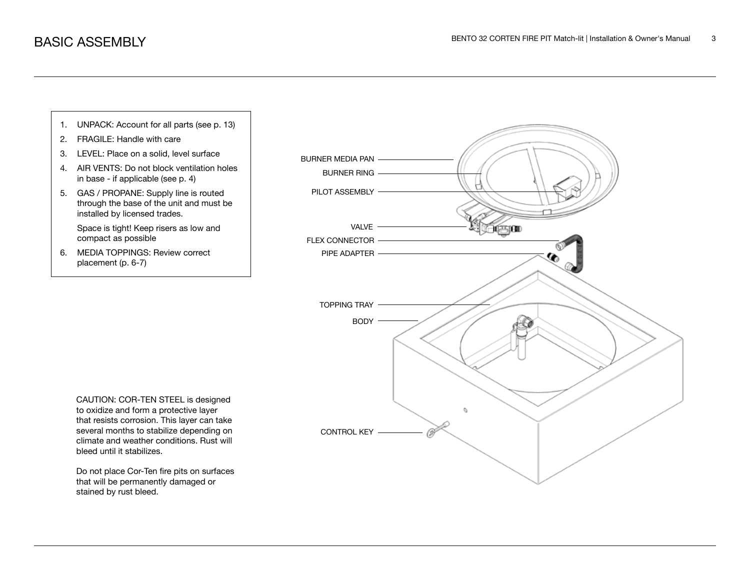# BASIC ASSEMBLY

1. UNPACK: Account for all parts (see p. 13)
2. FRAGILE: Handle with care
3. LEVEL: Place on a solid, level surface
4. AIR VENTS: Do not block ventilation holes in base - if applicable (see p. 4)
5. GAS / PROPANE: Supply line is routed through the base of the unit and must be installed by licensed trades.

   Space is tight! Keep risers as low and compact as possible
6. MEDIA TOPPINGS: Review correct placement (p. 6-7)

BURNER MEDIA PAN

BURNER RING

PILOT ASSEMBLY

VALVE

FLEX CONNECTOR

PIPE ADAPTER

TOPPING TRAY

BODY

CONTROL KEY

CAUTION: COR-TEN STEEL is designed to oxidize and form a protective layer that resists corrosion. This layer can take several months to stabilize depending on climate and weather conditions. Rust will bleed until it stabilizes.

Do not place Cor-Ten fire pits on surfaces that will be permanently damaged or stained by rust bleed.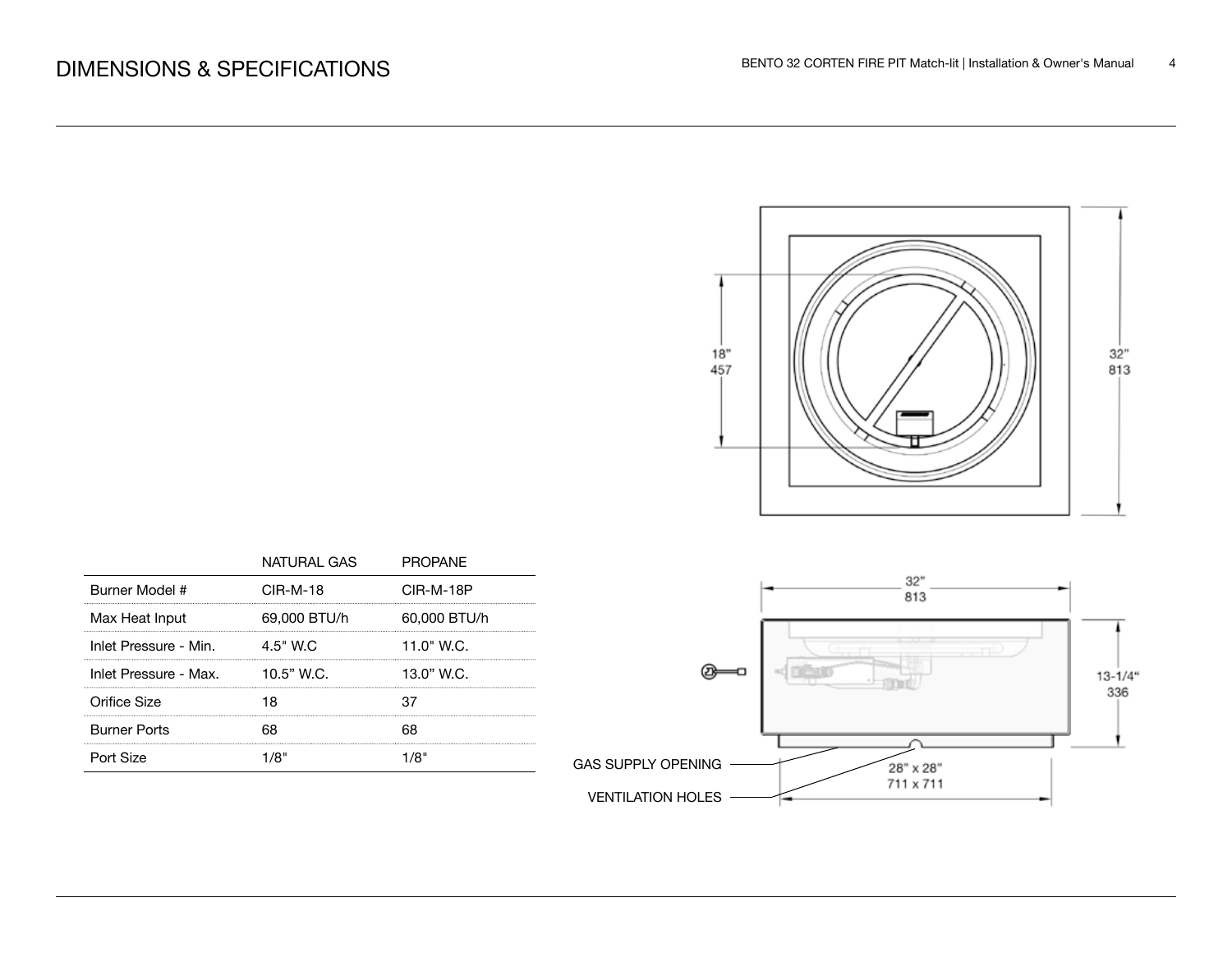# DIMENSIONS & SPECIFICATIONS

18"
457

32"
813

32"
813

13-1/4"
336

GAS SUPPLY OPENING

VENTILATION HOLES

28" x 28"
711 x 711

| | NATURAL GAS | PROPANE |
|---|---|---|
| Burner Model # | CIR-M-18 | CIR-M-18P |
| Max Heat Input | 69,000 BTU/h | 60,000 BTU/h |
| Inlet Pressure - Min. | 4.5" W.C | 11.0" W.C. |
| Inlet Pressure - Max. | 10.5" W.C. | 13.0" W.C. |
| Orifice Size | 18 | 37 |
| Burner Ports | 68 | 68 |
| Port Size | 1/8" | 1/8" |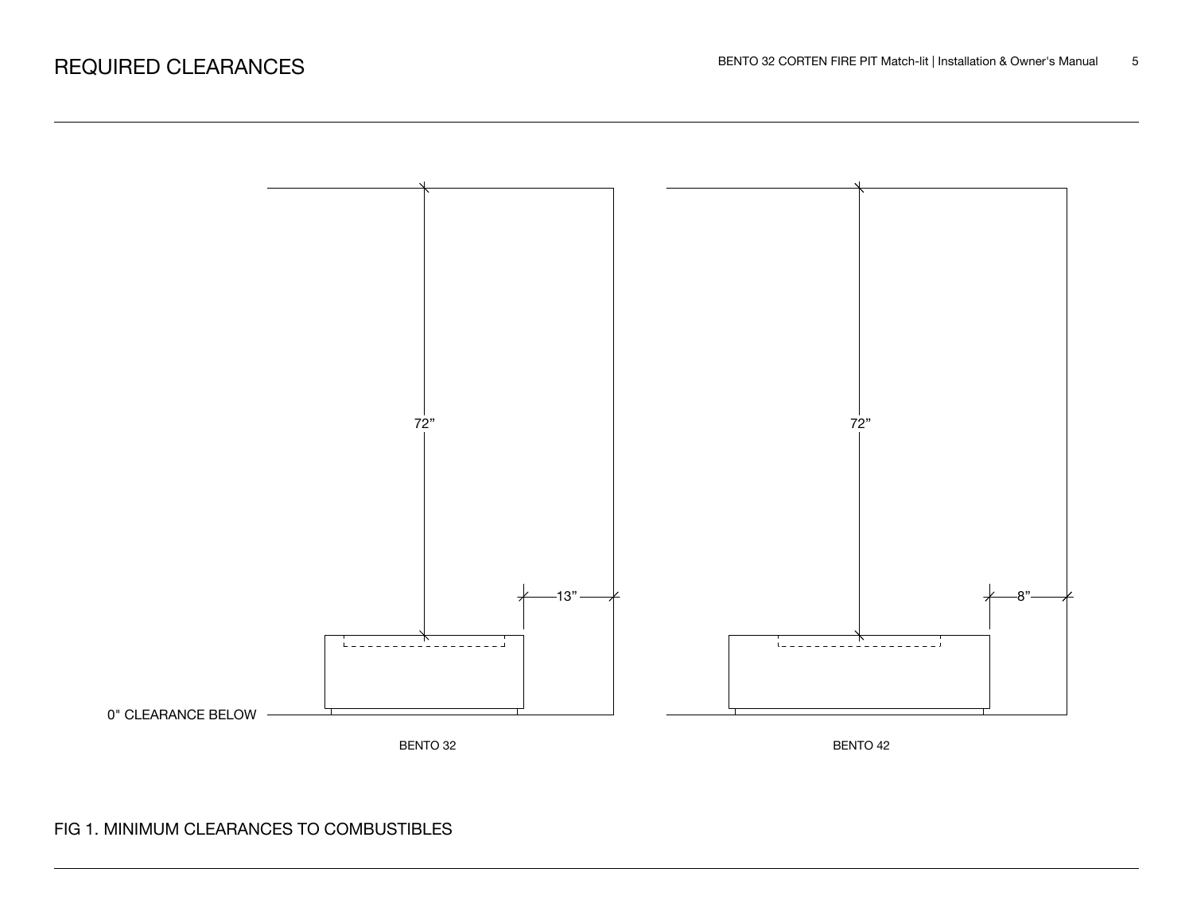# REQUIRED CLEARANCES

72”

13”

0" CLEARANCE BELOW

BENTO 32

72”

8”

BENTO 42

FIG 1. MINIMUM CLEARANCES TO COMBUSTIBLES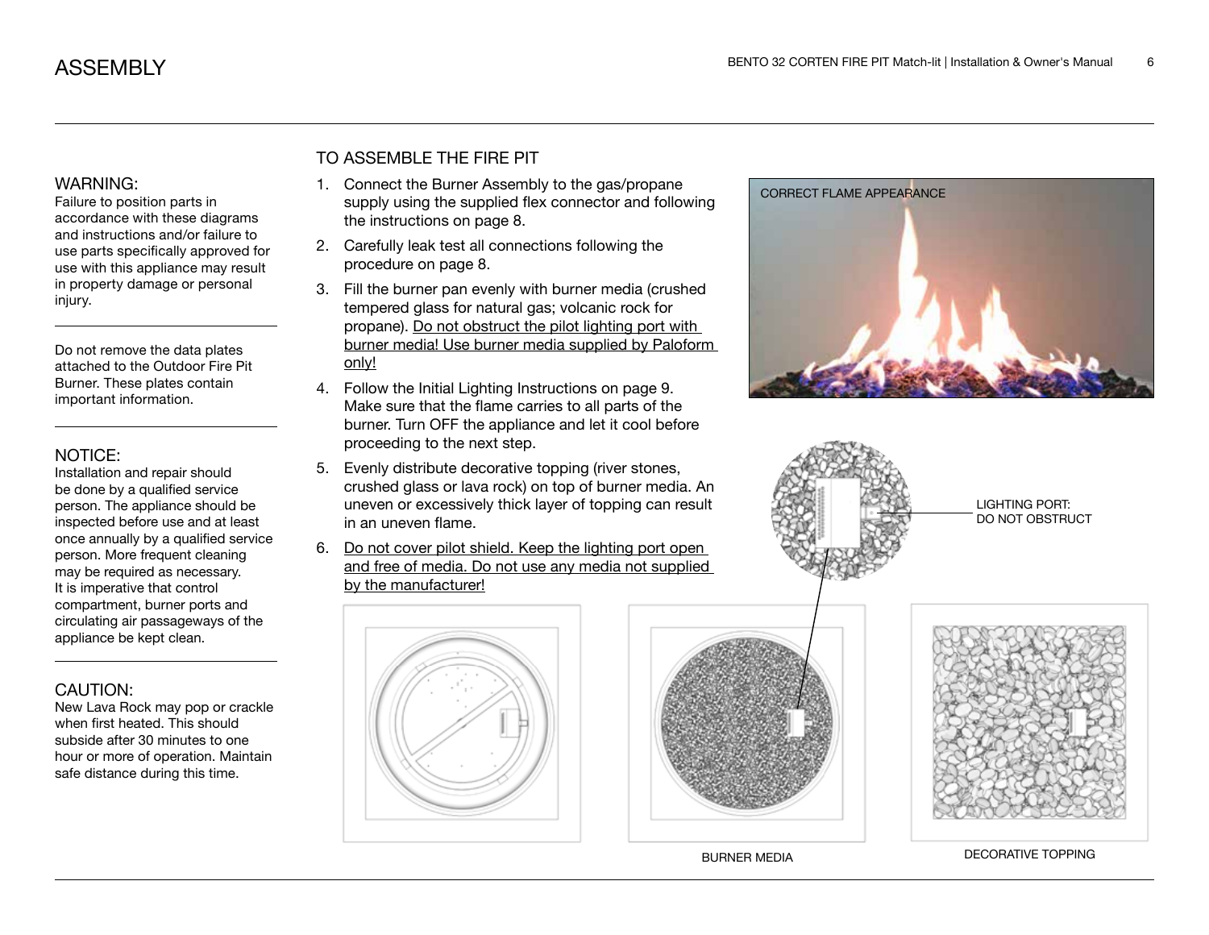# ASSEMBLY

### WARNING:

Failure to position parts in accordance with these diagrams and instructions and/or failure to use parts specifically approved for use with this appliance may result in property damage or personal injury.

Do not remove the data plates attached to the Outdoor Fire Pit Burner. These plates contain important information.

### NOTICE:

Installation and repair should be done by a qualified service person. The appliance should be inspected before use and at least once annually by a qualified service person. More frequent cleaning may be required as necessary. It is imperative that control compartment, burner ports and circulating air passageways of the appliance be kept clean.

### CAUTION:

New Lava Rock may pop or crackle when first heated. This should subside after 30 minutes to one hour or more of operation. Maintain safe distance during this time.

## TO ASSEMBLE THE FIRE PIT

1. Connect the Burner Assembly to the gas/propane supply using the supplied flex connector and following the instructions on page 8.
2. Carefully leak test all connections following the procedure on page 8.
3. Fill the burner pan evenly with burner media (crushed tempered glass for natural gas; volcanic rock for propane). <u>Do not obstruct the pilot lighting port with burner media! Use burner media supplied by Paloform only!</u>
4. Follow the Initial Lighting Instructions on page 9. Make sure that the flame carries to all parts of the burner. Turn OFF the appliance and let it cool before proceeding to the next step.
5. Evenly distribute decorative topping (river stones, crushed glass or lava rock) on top of burner media. An uneven or excessively thick layer of topping can result in an uneven flame.
6. <u>Do not cover pilot shield. Keep the lighting port open and free of media. Do not use any media not supplied by the manufacturer!</u>

CORRECT FLAME APPEARANCE

LIGHTING PORT: DO NOT OBSTRUCT

BURNER MEDIA

DECORATIVE TOPPING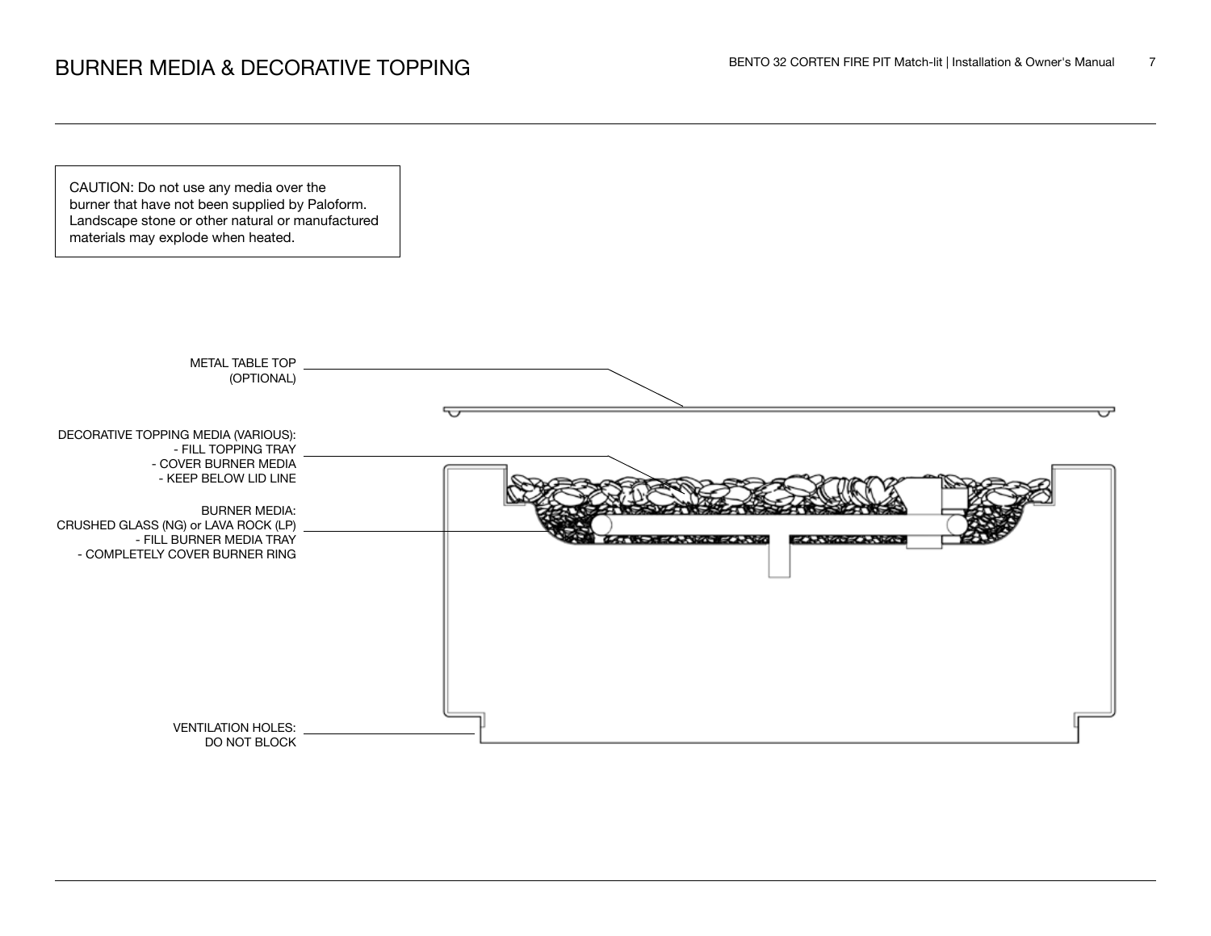# BURNER MEDIA & DECORATIVE TOPPING

CAUTION: Do not use any media over the burner that have not been supplied by Paloform. Landscape stone or other natural or manufactured materials may explode when heated.

METAL TABLE TOP (OPTIONAL)

DECORATIVE TOPPING MEDIA (VARIOUS):
- FILL TOPPING TRAY
- COVER BURNER MEDIA
- KEEP BELOW LID LINE

BURNER MEDIA:
CRUSHED GLASS (NG) or LAVA ROCK (LP)
- FILL BURNER MEDIA TRAY
- COMPLETELY COVER BURNER RING

VENTILATION HOLES: DO NOT BLOCK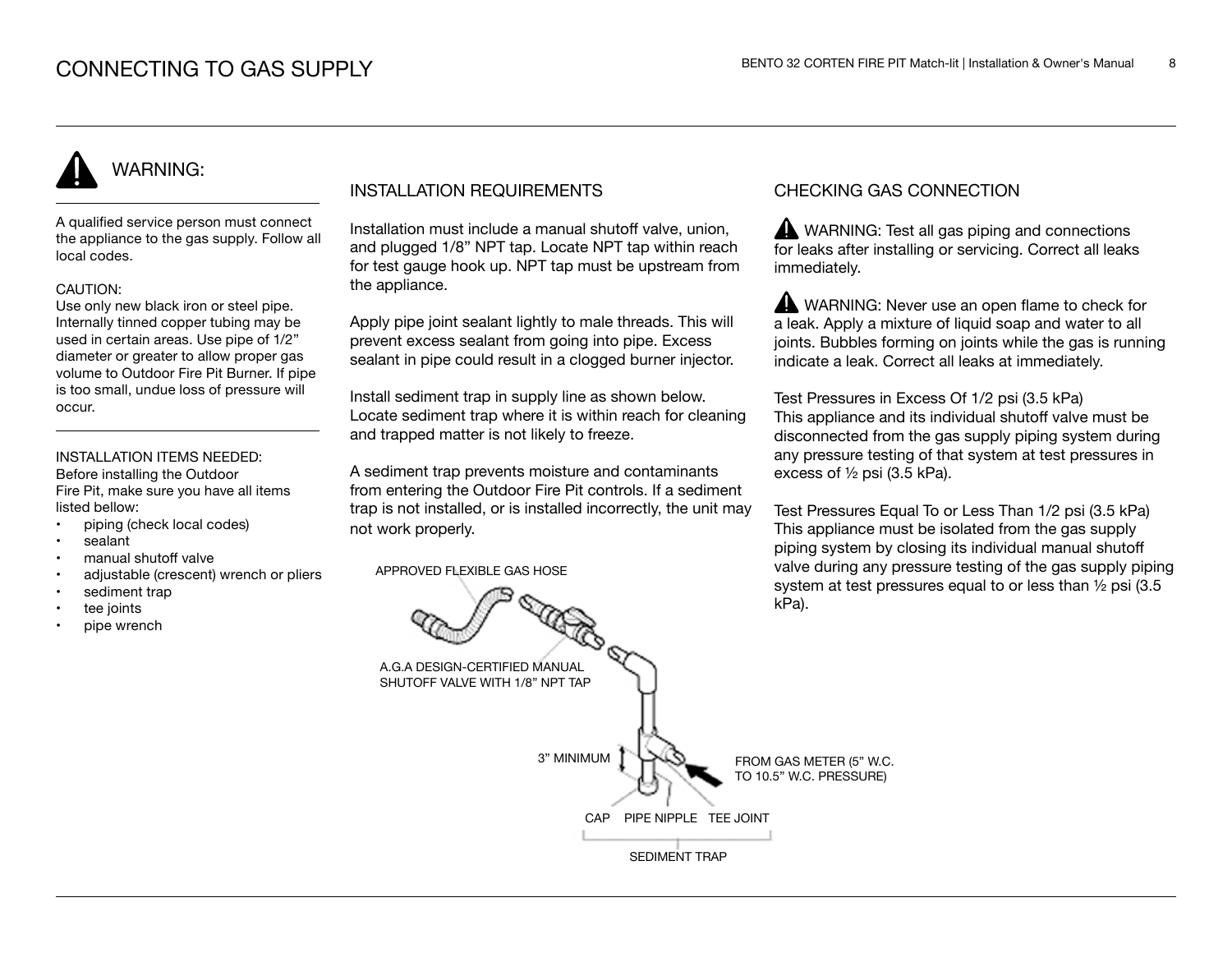# CONNECTING TO GAS SUPPLY

## WARNING:

A qualified service person must connect the appliance to the gas supply. Follow all local codes.

CAUTION:
Use only new black iron or steel pipe. Internally tinned copper tubing may be used in certain areas. Use pipe of 1/2" diameter or greater to allow proper gas volume to Outdoor Fire Pit Burner. If pipe is too small, undue loss of pressure will occur.

INSTALLATION ITEMS NEEDED:
Before installing the Outdoor Fire Pit, make sure you have all items listed bellow:

- piping (check local codes)
- sealant
- manual shutoff valve
- adjustable (crescent) wrench or pliers
- sediment trap
- tee joints
- pipe wrench

## INSTALLATION REQUIREMENTS

Installation must include a manual shutoff valve, union, and plugged 1/8" NPT tap. Locate NPT tap within reach for test gauge hook up. NPT tap must be upstream from the appliance.

Apply pipe joint sealant lightly to male threads. This will prevent excess sealant from going into pipe. Excess sealant in pipe could result in a clogged burner injector.

Install sediment trap in supply line as shown below. Locate sediment trap where it is within reach for cleaning and trapped matter is not likely to freeze.

A sediment trap prevents moisture and contaminants from entering the Outdoor Fire Pit controls. If a sediment trap is not installed, or is installed incorrectly, the unit may not work properly.

APPROVED FLEXIBLE GAS HOSE

A.G.A DESIGN-CERTIFIED MANUAL SHUTOFF VALVE WITH 1/8" NPT TAP

3" MINIMUM

FROM GAS METER (5" W.C. TO 10.5" W.C. PRESSURE)

CAP PIPE NIPPLE TEE JOINT

SEDIMENT TRAP

## CHECKING GAS CONNECTION

WARNING: Test all gas piping and connections for leaks after installing or servicing. Correct all leaks immediately.

WARNING: Never use an open flame to check for a leak. Apply a mixture of liquid soap and water to all joints. Bubbles forming on joints while the gas is running indicate a leak. Correct all leaks at immediately.

Test Pressures in Excess Of 1/2 psi (3.5 kPa)
This appliance and its individual shutoff valve must be disconnected from the gas supply piping system during any pressure testing of that system at test pressures in excess of ½ psi (3.5 kPa).

Test Pressures Equal To or Less Than 1/2 psi (3.5 kPa)
This appliance must be isolated from the gas supply piping system by closing its individual manual shutoff valve during any pressure testing of the gas supply piping system at test pressures equal to or less than ½ psi (3.5 kPa).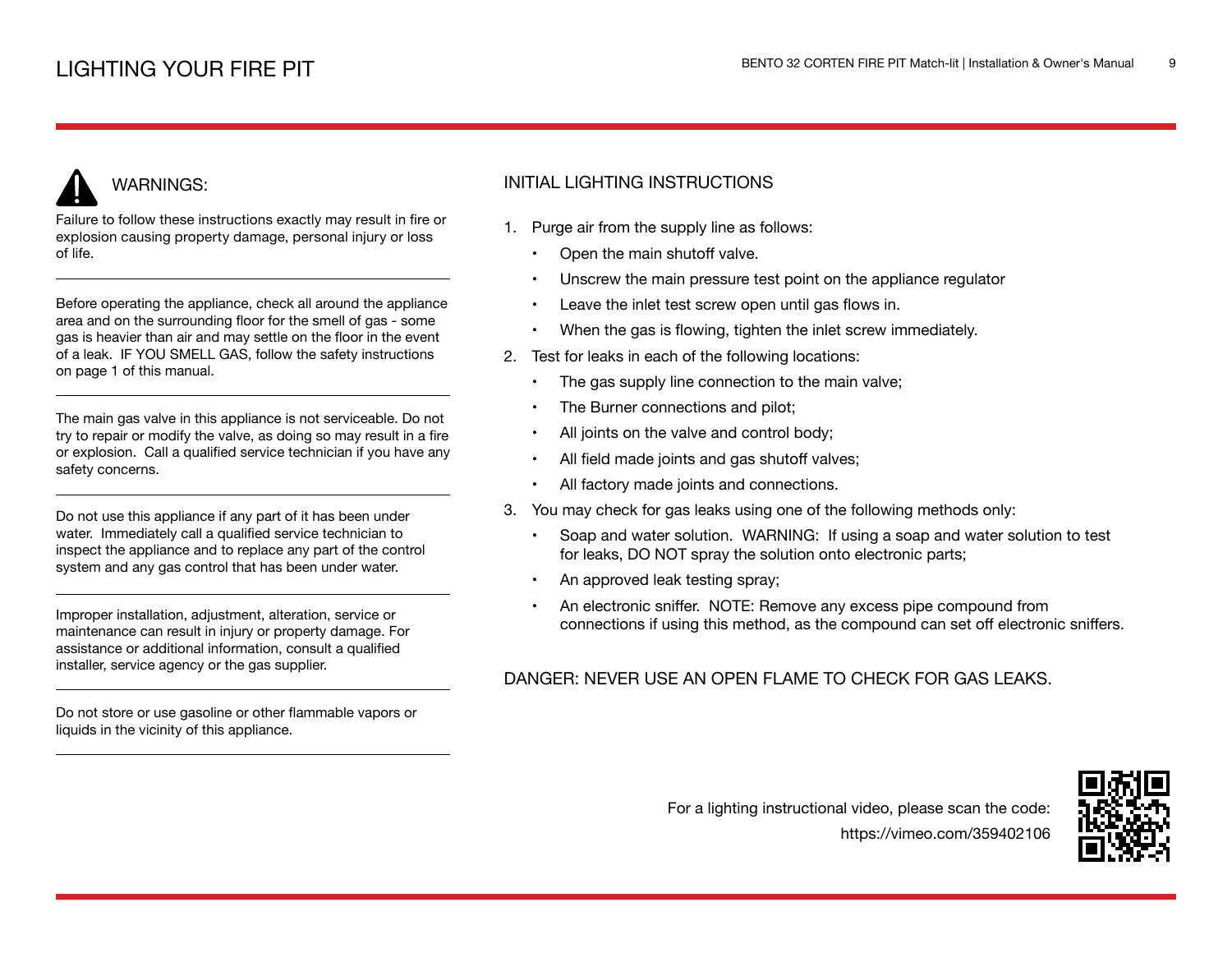# LIGHTING YOUR FIRE PIT

## WARNINGS:

Failure to follow these instructions exactly may result in fire or explosion causing property damage, personal injury or loss of life.

---

Before operating the appliance, check all around the appliance area and on the surrounding floor for the smell of gas - some gas is heavier than air and may settle on the floor in the event of a leak. IF YOU SMELL GAS, follow the safety instructions on page 1 of this manual.

---

The main gas valve in this appliance is not serviceable. Do not try to repair or modify the valve, as doing so may result in a fire or explosion. Call a qualified service technician if you have any safety concerns.

---

Do not use this appliance if any part of it has been under water. Immediately call a qualified service technician to inspect the appliance and to replace any part of the control system and any gas control that has been under water.

---

Improper installation, adjustment, alteration, service or maintenance can result in injury or property damage. For assistance or additional information, consult a qualified installer, service agency or the gas supplier.

---

Do not store or use gasoline or other flammable vapors or liquids in the vicinity of this appliance.

---

## INITIAL LIGHTING INSTRUCTIONS

1. Purge air from the supply line as follows:
   - Open the main shutoff valve.
   - Unscrew the main pressure test point on the appliance regulator
   - Leave the inlet test screw open until gas flows in.
   - When the gas is flowing, tighten the inlet screw immediately.
2. Test for leaks in each of the following locations:
   - The gas supply line connection to the main valve;
   - The Burner connections and pilot;
   - All joints on the valve and control body;
   - All field made joints and gas shutoff valves;
   - All factory made joints and connections.
3. You may check for gas leaks using one of the following methods only:
   - Soap and water solution. WARNING: If using a soap and water solution to test for leaks, DO NOT spray the solution onto electronic parts;
   - An approved leak testing spray;
   - An electronic sniffer. NOTE: Remove any excess pipe compound from connections if using this method, as the compound can set off electronic sniffers.

DANGER: NEVER USE AN OPEN FLAME TO CHECK FOR GAS LEAKS.

For a lighting instructional video, please scan the code:
https://vimeo.com/359402106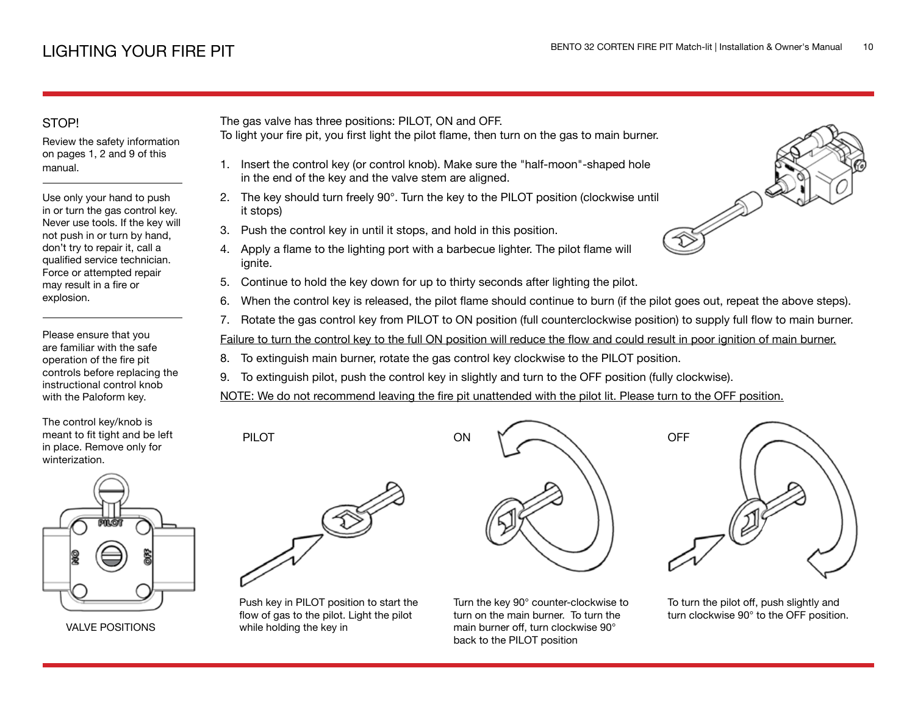# LIGHTING YOUR FIRE PIT

### STOP!

Review the safety information on pages 1, 2 and 9 of this manual.

---

Use only your hand to push in or turn the gas control key. Never use tools. If the key will not push in or turn by hand, don't try to repair it, call a qualified service technician. Force or attempted repair may result in a fire or explosion.

---

Please ensure that you are familiar with the safe operation of the fire pit controls before replacing the instructional control knob with the Paloform key.

The control key/knob is meant to fit tight and be left in place. Remove only for winterization.

PILOT

ON

OFF

VALVE POSITIONS

The gas valve has three positions: PILOT, ON and OFF.
To light your fire pit, you first light the pilot flame, then turn on the gas to main burner.

1. Insert the control key (or control knob). Make sure the "half-moon"-shaped hole in the end of the key and the valve stem are aligned.
2. The key should turn freely 90°. Turn the key to the PILOT position (clockwise until it stops)
3. Push the control key in until it stops, and hold in this position.
4. Apply a flame to the lighting port with a barbecue lighter. The pilot flame will ignite.
5. Continue to hold the key down for up to thirty seconds after lighting the pilot.
6. When the control key is released, the pilot flame should continue to burn (if the pilot goes out, repeat the above steps).
7. Rotate the gas control key from PILOT to ON position (full counterclockwise position) to supply full flow to main burner.

<u>Failure to turn the control key to the full ON position will reduce the flow and could result in poor ignition of main burner.</u>

8. To extinguish main burner, rotate the gas control key clockwise to the PILOT position.
9. To extinguish pilot, push the control key in slightly and turn to the OFF position (fully clockwise).

<u>NOTE: We do not recommend leaving the fire pit unattended with the pilot lit. Please turn to the OFF position.</u>

**PILOT**

Push key in PILOT position to start the flow of gas to the pilot. Light the pilot while holding the key in

**ON**

Turn the key 90° counter-clockwise to turn on the main burner. To turn the main burner off, turn clockwise 90° back to the PILOT position

**OFF**

To turn the pilot off, push slightly and turn clockwise 90° to the OFF position.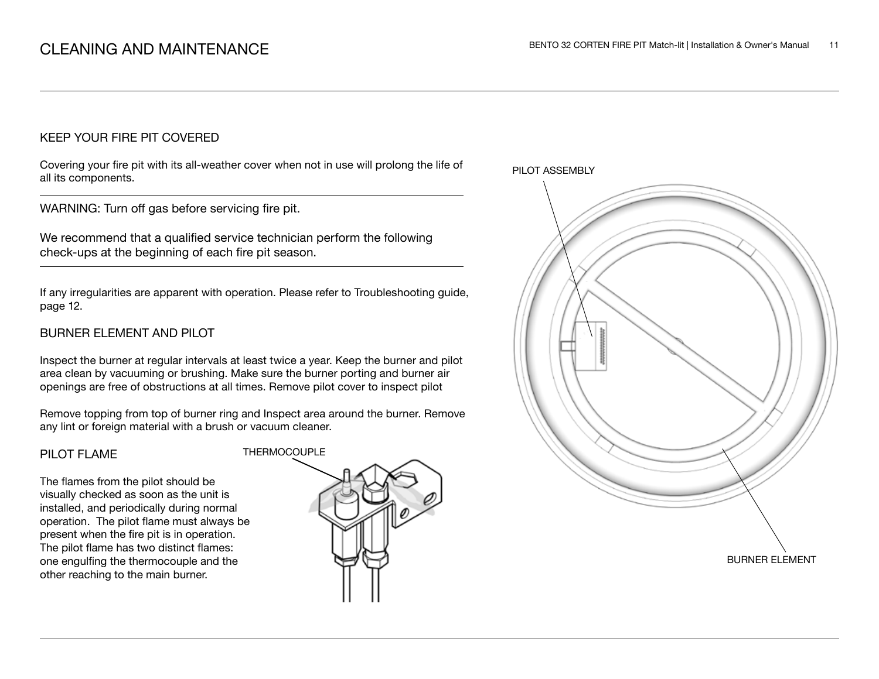# CLEANING AND MAINTENANCE

## KEEP YOUR FIRE PIT COVERED

Covering your fire pit with its all-weather cover when not in use will prolong the life of all its components.

---

WARNING: Turn off gas before servicing fire pit.

We recommend that a qualified service technician perform the following check-ups at the beginning of each fire pit season.

---

If any irregularities are apparent with operation. Please refer to Troubleshooting guide, page 12.

## BURNER ELEMENT AND PILOT

Inspect the burner at regular intervals at least twice a year. Keep the burner and pilot area clean by vacuuming or brushing. Make sure the burner porting and burner air openings are free of obstructions at all times. Remove pilot cover to inspect pilot

Remove topping from top of burner ring and Inspect area around the burner. Remove any lint or foreign material with a brush or vacuum cleaner.

## PILOT FLAME

The flames from the pilot should be visually checked as soon as the unit is installed, and periodically during normal operation. The pilot flame must always be present when the fire pit is in operation. The pilot flame has two distinct flames: one engulfing the thermocouple and the other reaching to the main burner.

THERMOCOUPLE

PILOT ASSEMBLY

BURNER ELEMENT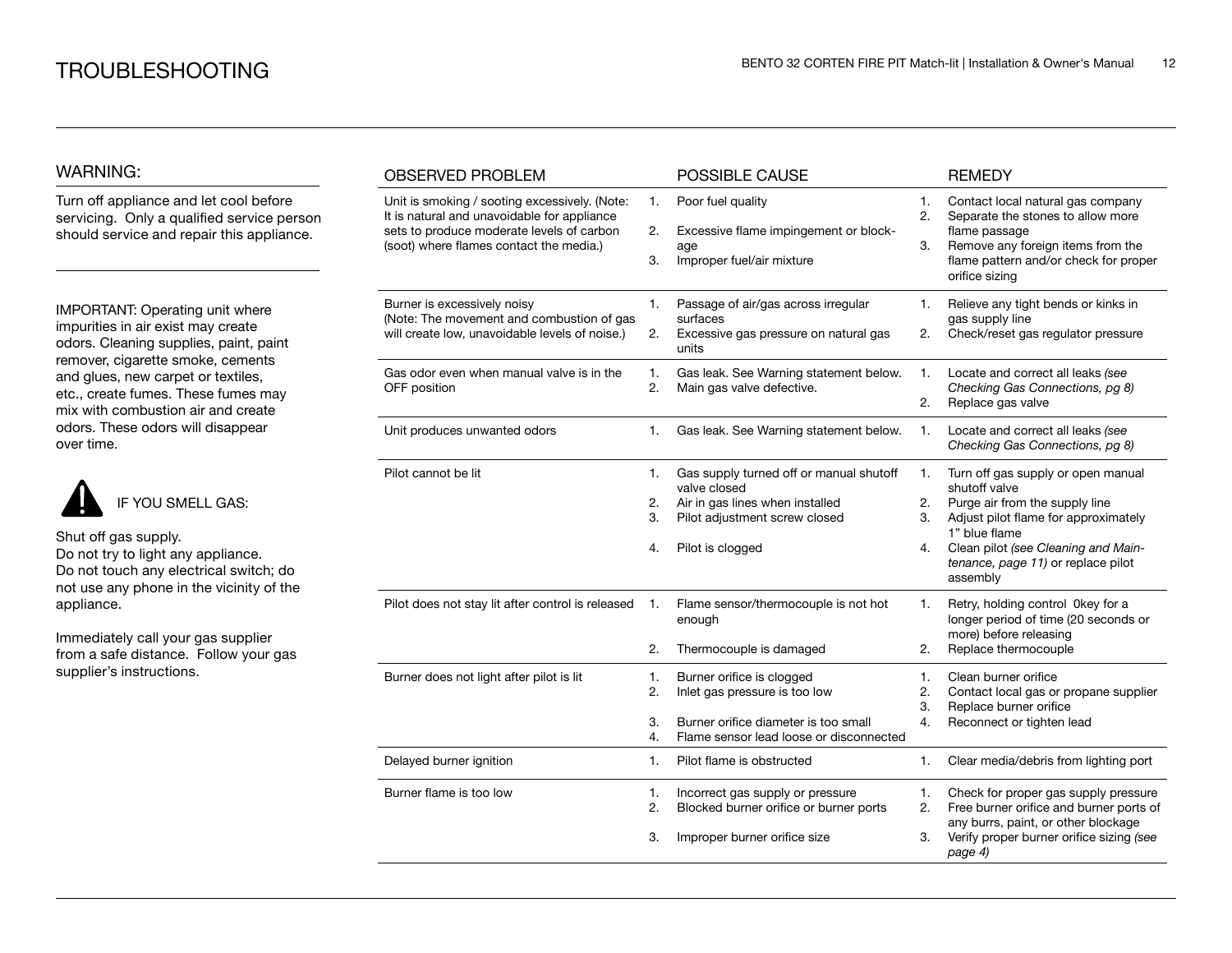# TROUBLESHOOTING

## WARNING:

Turn off appliance and let cool before servicing. Only a qualified service person should service and repair this appliance.

IMPORTANT: Operating unit where impurities in air exist may create odors. Cleaning supplies, paint, paint remover, cigarette smoke, cements and glues, new carpet or textiles, etc., create fumes. These fumes may mix with combustion air and create odors. These odors will disappear over time.

IF YOU SMELL GAS:

Shut off gas supply.
Do not try to light any appliance.
Do not touch any electrical switch; do not use any phone in the vicinity of the appliance.

Immediately call your gas supplier from a safe distance. Follow your gas supplier's instructions.

| OBSERVED PROBLEM | POSSIBLE CAUSE | REMEDY |
| --- | --- | --- |
| Unit is smoking / sooting excessively. (Note: It is natural and unavoidable for appliance sets to produce moderate levels of carbon (soot) where flames contact the media.) | 1. Poor fuel quality<br>2. Excessive flame impingement or blockage<br>3. Improper fuel/air mixture | 1. Contact local natural gas company<br>2. Separate the stones to allow more flame passage<br>3. Remove any foreign items from the flame pattern and/or check for proper orifice sizing |
| Burner is excessively noisy (Note: The movement and combustion of gas will create low, unavoidable levels of noise.) | 1. Passage of air/gas across irregular surfaces<br>2. Excessive gas pressure on natural gas units | 1. Relieve any tight bends or kinks in gas supply line<br>2. Check/reset gas regulator pressure |
| Gas odor even when manual valve is in the OFF position | 1. Gas leak. See Warning statement below.<br>2. Main gas valve defective. | 1. Locate and correct all leaks *(see Checking Gas Connections, pg 8)*<br>2. Replace gas valve |
| Unit produces unwanted odors | 1. Gas leak. See Warning statement below. | 1. Locate and correct all leaks *(see Checking Gas Connections, pg 8)* |
| Pilot cannot be lit | 1. Gas supply turned off or manual shutoff valve closed<br>2. Air in gas lines when installed<br>3. Pilot adjustment screw closed<br>4. Pilot is clogged | 1. Turn off gas supply or open manual shutoff valve<br>2. Purge air from the supply line<br>3. Adjust pilot flame for approximately 1" blue flame<br>4. Clean pilot *(see Cleaning and Maintenance, page 11)* or replace pilot assembly |
| Pilot does not stay lit after control is released | 1. Flame sensor/thermocouple is not hot enough<br>2. Thermocouple is damaged | 1. Retry, holding control 0key for a longer period of time (20 seconds or more) before releasing<br>2. Replace thermocouple |
| Burner does not light after pilot is lit | 1. Burner orifice is clogged<br>2. Inlet gas pressure is too low<br>3. Burner orifice diameter is too small<br>4. Flame sensor lead loose or disconnected | 1. Clean burner orifice<br>2. Contact local gas or propane supplier<br>3. Replace burner orifice<br>4. Reconnect or tighten lead |
| Delayed burner ignition | 1. Pilot flame is obstructed | 1. Clear media/debris from lighting port |
| Burner flame is too low | 1. Incorrect gas supply or pressure<br>2. Blocked burner orifice or burner ports<br>3. Improper burner orifice size | 1. Check for proper gas supply pressure<br>2. Free burner orifice and burner ports of any burrs, paint, or other blockage<br>3. Verify proper burner orifice sizing *(see page 4)* |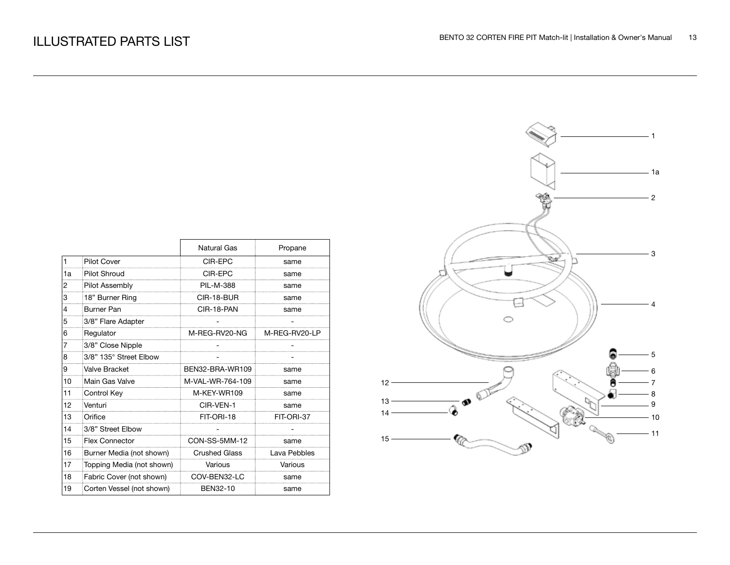# ILLUSTRATED PARTS LIST

| | | Natural Gas | Propane |
|---|---|---|---|
| 1 | Pilot Cover | CIR-EPC | same |
| 1a | Pilot Shroud | CIR-EPC | same |
| 2 | Pilot Assembly | PIL-M-388 | same |
| 3 | 18” Burner Ring | CIR-18-BUR | same |
| 4 | Burner Pan | CIR-18-PAN | same |
| 5 | 3/8” Flare Adapter | - | - |
| 6 | Regulator | M-REG-RV20-NG | M-REG-RV20-LP |
| 7 | 3/8” Close Nipple | - | - |
| 8 | 3/8” 135° Street Elbow | - | - |
| 9 | Valve Bracket | BEN32-BRA-WR109 | same |
| 10 | Main Gas Valve | M-VAL-WR-764-109 | same |
| 11 | Control Key | M-KEY-WR109 | same |
| 12 | Venturi | CIR-VEN-1 | same |
| 13 | Orifice | FIT-ORI-18 | FIT-ORI-37 |
| 14 | 3/8” Street Elbow | - | - |
| 15 | Flex Connector | CON-SS-5MM-12 | same |
| 16 | Burner Media (not shown) | Crushed Glass | Lava Pebbles |
| 17 | Topping Media (not shown) | Various | Various |
| 18 | Fabric Cover (not shown) | COV-BEN32-LC | same |
| 19 | Corten Vessel (not shown) | BEN32-10 | same |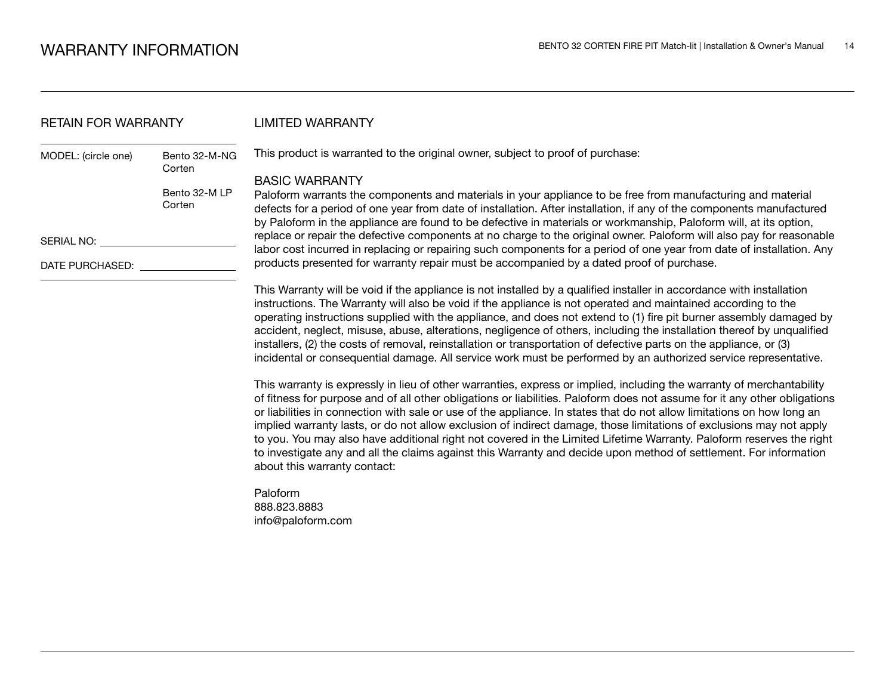# WARRANTY INFORMATION

## RETAIN FOR WARRANTY

| | |
|---|---|
| MODEL: (circle one) | Bento 32-M-NG Corten |
| | Bento 32-M LP Corten |

SERIAL NO: ____________________

DATE PURCHASED: ________________

## LIMITED WARRANTY

This product is warranted to the original owner, subject to proof of purchase:

### BASIC WARRANTY

Paloform warrants the components and materials in your appliance to be free from manufacturing and material defects for a period of one year from date of installation. After installation, if any of the components manufactured by Paloform in the appliance are found to be defective in materials or workmanship, Paloform will, at its option, replace or repair the defective components at no charge to the original owner. Paloform will also pay for reasonable labor cost incurred in replacing or repairing such components for a period of one year from date of installation. Any products presented for warranty repair must be accompanied by a dated proof of purchase.

This Warranty will be void if the appliance is not installed by a qualified installer in accordance with installation instructions. The Warranty will also be void if the appliance is not operated and maintained according to the operating instructions supplied with the appliance, and does not extend to (1) fire pit burner assembly damaged by accident, neglect, misuse, abuse, alterations, negligence of others, including the installation thereof by unqualified installers, (2) the costs of removal, reinstallation or transportation of defective parts on the appliance, or (3) incidental or consequential damage. All service work must be performed by an authorized service representative.

This warranty is expressly in lieu of other warranties, express or implied, including the warranty of merchantability of fitness for purpose and of all other obligations or liabilities. Paloform does not assume for it any other obligations or liabilities in connection with sale or use of the appliance. In states that do not allow limitations on how long an implied warranty lasts, or do not allow exclusion of indirect damage, those limitations of exclusions may not apply to you. You may also have additional right not covered in the Limited Lifetime Warranty. Paloform reserves the right to investigate any and all the claims against this Warranty and decide upon method of settlement. For information about this warranty contact:

Paloform
888.823.8883
info@paloform.com